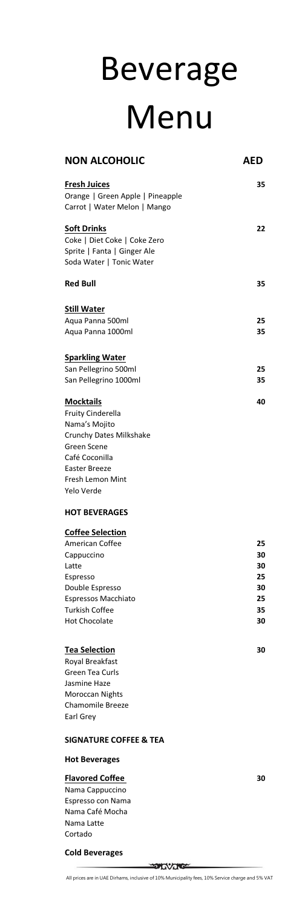# Beverage Menu

## NON ALCOHOLIC — AED

**Fresh Juices** — **35**
Orange | Green Apple | Pineapple
Carrot | Water Melon | Mango

**Soft Drinks** — **22**
Coke | Diet Coke | Coke Zero
Sprite | Fanta | Ginger Ale
Soda Water | Tonic Water

**Red Bull** — **35**

**Still Water**

| | |
|---|---|
| Aqua Panna 500ml | 25 |
| Aqua Panna 1000ml | 35 |

**Sparkling Water**

| | |
|---|---|
| San Pellegrino 500ml | 25 |
| San Pellegrino 1000ml | 35 |

**Mocktails** — **40**
Fruity Cinderella
Nama's Mojito
Crunchy Dates Milkshake
Green Scene
Café Coconilla
Easter Breeze
Fresh Lemon Mint
Yelo Verde

## HOT BEVERAGES

**Coffee Selection**

| | |
|---|---|
| American Coffee | 25 |
| Cappuccino | 30 |
| Latte | 30 |
| Espresso | 25 |
| Double Espresso | 30 |
| Espressos Macchiato | 25 |
| Turkish Coffee | 35 |
| Hot Chocolate | 30 |

**Tea Selection** — **30**
Royal Breakfast
Green Tea Curls
Jasmine Haze
Moroccan Nights
Chamomile Breeze
Earl Grey

## SIGNATURE COFFEE & TEA

### Hot Beverages

**Flavored Coffee** — **30**
Nama Cappuccino
Espresso con Nama
Nama Café Mocha
Nama Latte
Cortado

### Cold Beverages

All prices are in UAE Dirhams, inclusive of 10% Municipality fees, 10% Service charge and 5% VAT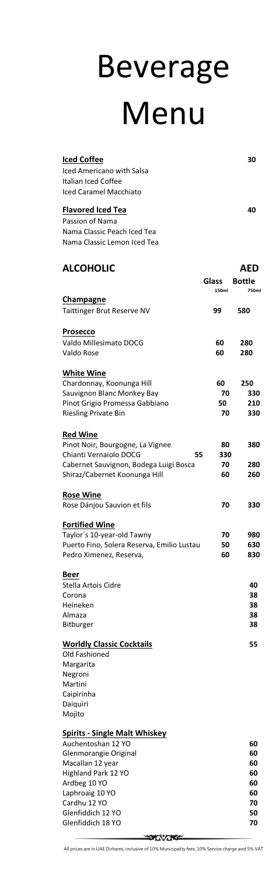# Beverage Menu

| **Iced Coffee** | | **30** |
|---|---|---|
| Iced Americano with Salsa | | |
| Italian Iced Coffee | | |
| Iced Caramel Macchiato | | |

| **Flavored Iced Tea** | | **40** |
|---|---|---|
| Passion of Nama | | |
| Nama Classic Peach Iced Tea | | |
| Nama Classic Lemon Iced Tea | | |

## ALCOHOLIC

| | **Glass** 150ml | **Bottle** 750ml |
|---|---|---|
| **Champagne** | | **AED** |
| Taittinger Brut Reserve NV | **99** | **580** |
| **Prosecco** | | |
| Valdo Millesimato DOCG | **60** | **280** |
| Valdo Rose | **60** | **280** |
| **White Wine** | | |
| Chardonnay, Koonunga Hill | **60** | **250** |
| Sauvignon Blanc Monkey Bay | **70** | **330** |
| Pinot Grigio Promessa Gabbiano | **50** | **210** |
| Riesling Private Bin | **70** | **330** |
| **Red Wine** | | |
| Pinot Noir, Bourgogne, La Vignee | **80** | **380** |
| Chianti Vernaiolo DOCG | **55** | **330** |
| Cabernet Sauvignon, Bodega Luigi Bosca | **70** | **280** |
| Shiraz/Cabernet Koonunga Hill | **60** | **260** |
| **Rose Wine** | | |
| Rose Dánjou Sauvion et fils | **70** | **330** |
| **Fortified Wine** | | |
| Taylor´s 10-year-old Tawny | **70** | **980** |
| Puerto Fino, Solera Reserva, Emilio Lustau | **50** | **630** |
| Pedro Ximenez, Reserva, | **60** | **830** |

| **Beer** | |
|---|---|
| Stella Artois Cidre | **40** |
| Corona | **38** |
| Heineken | **38** |
| Almaza | **38** |
| Bitburger | **38** |

| **Worldly Classic Cocktails** | **55** |
|---|---|
| Old Fashioned | |
| Margarita | |
| Negroni | |
| Martini | |
| Caipirinha | |
| Daiquiri | |
| Mojito | |

| **Spirits - Single Malt Whiskey** | |
|---|---|
| Auchentoshan 12 YO | **60** |
| Glenmorangie Original | **60** |
| Macallan 12 year | **60** |
| Highland Park 12 YO | **60** |
| Ardbeg 10 YO | **60** |
| Laphroaig 10 YO | **60** |
| Cardhu 12 YO | **70** |
| Glenfiddich 12 YO | **50** |
| Glenfiddich 18 YO | **70** |

All prices are in UAE Dirhams, inclusive of 10% Municipality fees, 10% Service charge and 5% VAT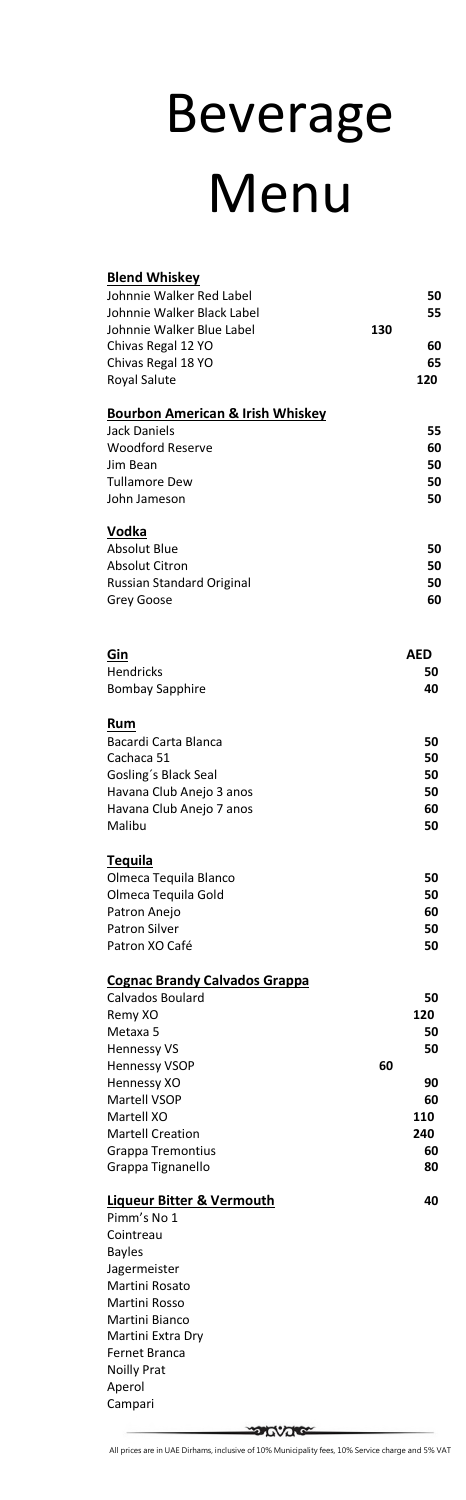# Beverage Menu

| **Blend Whiskey** | |
| --- | --- |
| Johnnie Walker Red Label | **50** |
| Johnnie Walker Black Label | **55** |
| Johnnie Walker Blue Label | **130** |
| Chivas Regal 12 YO | **60** |
| Chivas Regal 18 YO | **65** |
| Royal Salute | **120** |

| **Bourbon American & Irish Whiskey** | |
| --- | --- |
| Jack Daniels | **55** |
| Woodford Reserve | **60** |
| Jim Bean | **50** |
| Tullamore Dew | **50** |
| John Jameson | **50** |

| **Vodka** | |
| --- | --- |
| Absolut Blue | **50** |
| Absolut Citron | **50** |
| Russian Standard Original | **50** |
| Grey Goose | **60** |

| **Gin** | **AED** |
| --- | --- |
| Hendricks | **50** |
| Bombay Sapphire | **40** |

| **Rum** | |
| --- | --- |
| Bacardi Carta Blanca | **50** |
| Cachaca 51 | **50** |
| Gosling´s Black Seal | **50** |
| Havana Club Anejo 3 anos | **50** |
| Havana Club Anejo 7 anos | **60** |
| Malibu | **50** |

| **Tequila** | |
| --- | --- |
| Olmeca Tequila Blanco | **50** |
| Olmeca Tequila Gold | **50** |
| Patron Anejo | **60** |
| Patron Silver | **50** |
| Patron XO Café | **50** |

| **Cognac Brandy Calvados Grappa** | |
| --- | --- |
| Calvados Boulard | **50** |
| Remy XO | **120** |
| Metaxa 5 | **50** |
| Hennessy VS | **50** |
| Hennessy VSOP | **60** |
| Hennessy XO | **90** |
| Martell VSOP | **60** |
| Martell XO | **110** |
| Martell Creation | **240** |
| Grappa Tremontius | **60** |
| Grappa Tignanello | **80** |

| **Liqueur Bitter & Vermouth** | **40** |
| --- | --- |
| Pimm's No 1 | |
| Cointreau | |
| Bayles | |
| Jagermeister | |
| Martini Rosato | |
| Martini Rosso | |
| Martini Bianco | |
| Martini Extra Dry | |
| Fernet Branca | |
| Noilly Prat | |
| Aperol | |
| Campari | |

All prices are in UAE Dirhams, inclusive of 10% Municipality fees, 10% Service charge and 5% VAT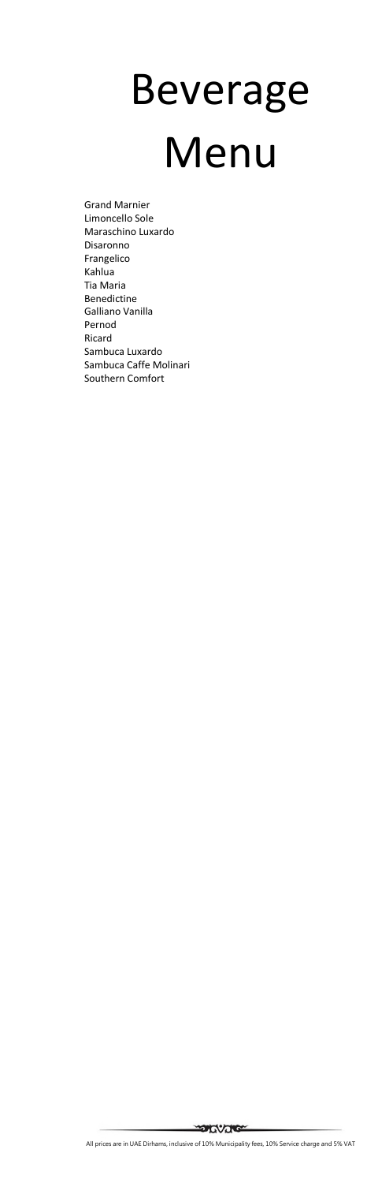# Beverage Menu

Grand Marnier
Limoncello Sole
Maraschino Luxardo
Disaronno
Frangelico
Kahlua
Tia Maria
Benedictine
Galliano Vanilla
Pernod
Ricard
Sambuca Luxardo
Sambuca Caffe Molinari
Southern Comfort

All prices are in UAE Dirhams, inclusive of 10% Municipality fees, 10% Service charge and 5% VAT